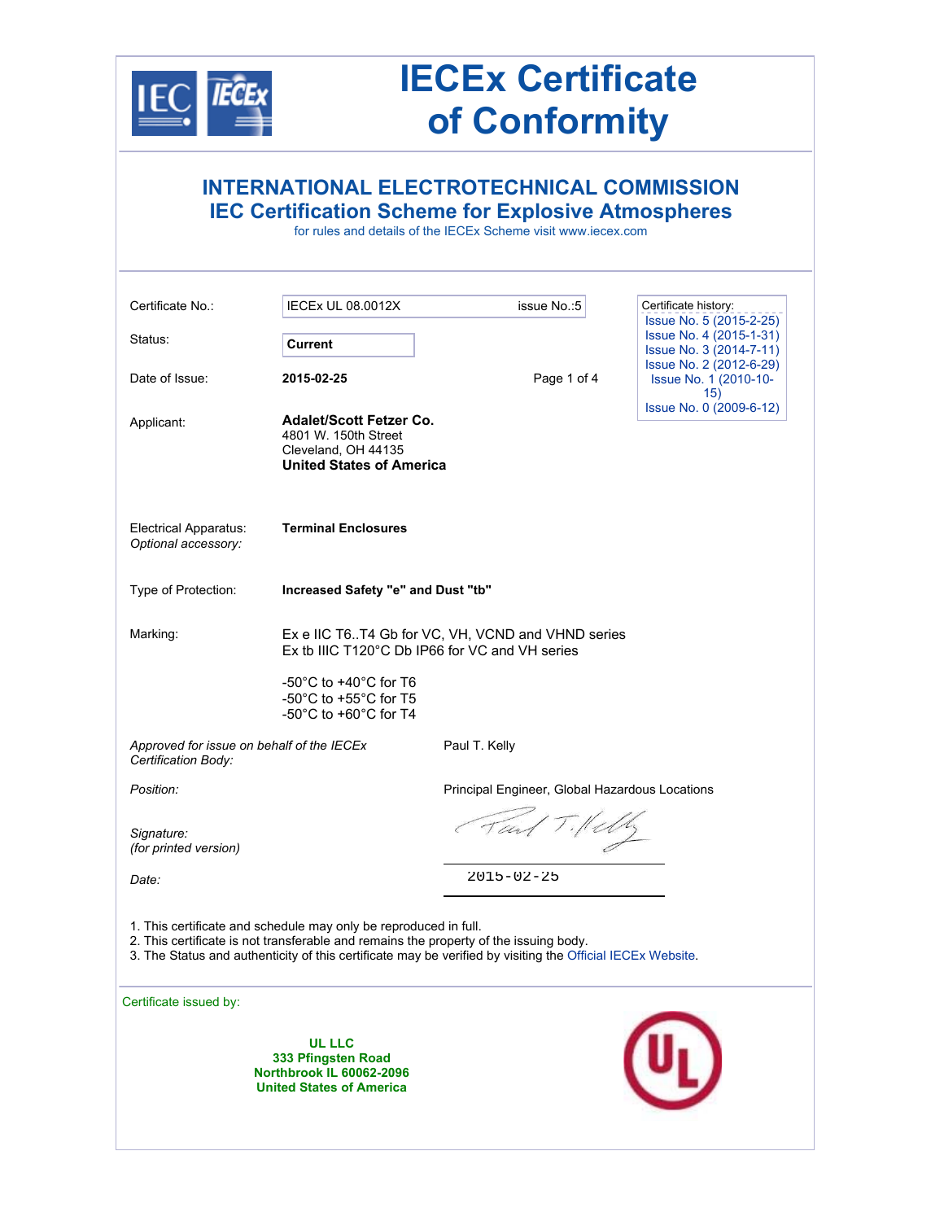# IECEx Certificate of Conformity

## INTERNATIONAL ELECTROTECHNICAL COMMISSION
## IEC Certification Scheme for Explosive Atmospheres

for rules and details of the IECEx Scheme visit www.iecex.com

| | | |
|---|---|---|
| Certificate No.: | IECEx UL 08.0012X | issue No.:5 |
| Status: | **Current** | |
| Date of Issue: | **2015-02-25** | |

Certificate history:
- Issue No. 5 (2015-2-25)
- Issue No. 4 (2015-1-31)
- Issue No. 3 (2014-7-11)
- Issue No. 2 (2012-6-29)
- Issue No. 1 (2010-10-15)
- Issue No. 0 (2009-6-12)

Applicant: **Adalet/Scott Fetzer Co.**
4801 W. 150th Street
Cleveland, OH 44135
**United States of America**

Electrical Apparatus: **Terminal Enclosures**
*Optional accessory:*

Type of Protection: **Increased Safety "e" and Dust "tb"**

Marking:
Ex e IIC T6..T4 Gb for VC, VH, VCND and VHND series
Ex tb IIIC T120°C Db IP66 for VC and VH series

-50°C to +40°C for T6
-50°C to +55°C for T5
-50°C to +60°C for T4

*Approved for issue on behalf of the IECEx Certification Body:* Paul T. Kelly

*Position:* Principal Engineer, Global Hazardous Locations

*Signature: (for printed version)*

*Date:* 2015-02-25

1. This certificate and schedule may only be reproduced in full.
2. This certificate is not transferable and remains the property of the issuing body.
3. The Status and authenticity of this certificate may be verified by visiting the Official IECEx Website.

Certificate issued by:

**UL LLC**
**333 Pfingsten Road**
**Northbrook IL 60062-2096**
**United States of America**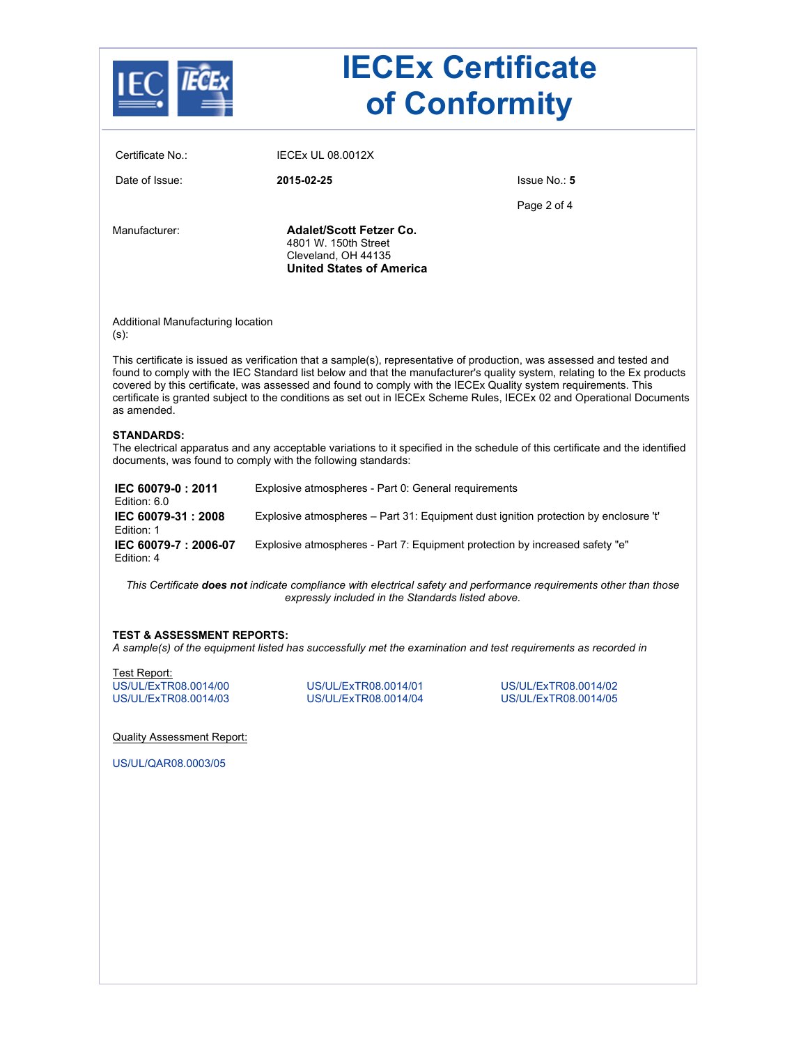# IECEx Certificate of Conformity

| | | |
|---|---|---|
| Certificate No.: | IECEx UL 08.0012X | |
| Date of Issue: | **2015-02-25** | Issue No.: **5** |

Manufacturer: **Adalet/Scott Fetzer Co.**
4801 W. 150th Street
Cleveland, OH 44135
**United States of America**

Additional Manufacturing location (s):

This certificate is issued as verification that a sample(s), representative of production, was assessed and tested and found to comply with the IEC Standard list below and that the manufacturer's quality system, relating to the Ex products covered by this certificate, was assessed and found to comply with the IECEx Quality system requirements. This certificate is granted subject to the conditions as set out in IECEx Scheme Rules, IECEx 02 and Operational Documents as amended.

**STANDARDS:**
The electrical apparatus and any acceptable variations to it specified in the schedule of this certificate and the identified documents, was found to comply with the following standards:

| | |
|---|---|
| **IEC 60079-0 : 2011** Edition: 6.0 | Explosive atmospheres - Part 0: General requirements |
| **IEC 60079-31 : 2008** Edition: 1 | Explosive atmospheres – Part 31: Equipment dust ignition protection by enclosure 't' |
| **IEC 60079-7 : 2006-07** Edition: 4 | Explosive atmospheres - Part 7: Equipment protection by increased safety "e" |

*This Certificate **does not** indicate compliance with electrical safety and performance requirements other than those expressly included in the Standards listed above.*

**TEST & ASSESSMENT REPORTS:**
*A sample(s) of the equipment listed has successfully met the examination and test requirements as recorded in*

Test Report:

US/UL/ExTR08.0014/00
US/UL/ExTR08.0014/01
US/UL/ExTR08.0014/02
US/UL/ExTR08.0014/03
US/UL/ExTR08.0014/04
US/UL/ExTR08.0014/05

Quality Assessment Report:

US/UL/QAR08.0003/05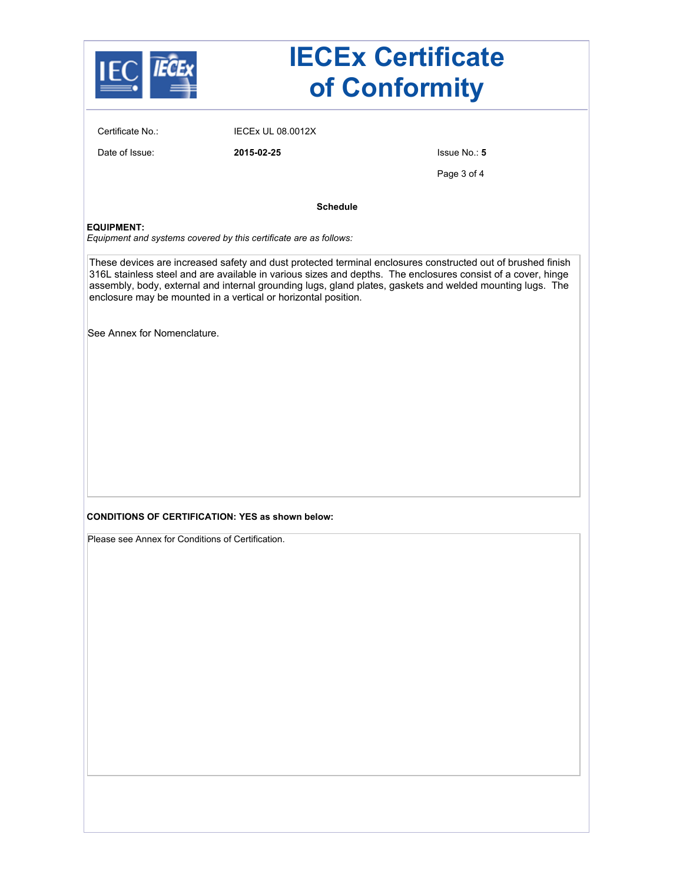# IECEx Certificate of Conformity

Certificate No.: IECEx UL 08.0012X

Date of Issue: **2015-02-25**

Issue No.: **5**

**Schedule**

**EQUIPMENT:**

*Equipment and systems covered by this certificate are as follows:*

These devices are increased safety and dust protected terminal enclosures constructed out of brushed finish 316L stainless steel and are available in various sizes and depths. The enclosures consist of a cover, hinge assembly, body, external and internal grounding lugs, gland plates, gaskets and welded mounting lugs. The enclosure may be mounted in a vertical or horizontal position.

See Annex for Nomenclature.

**CONDITIONS OF CERTIFICATION: YES as shown below:**

Please see Annex for Conditions of Certification.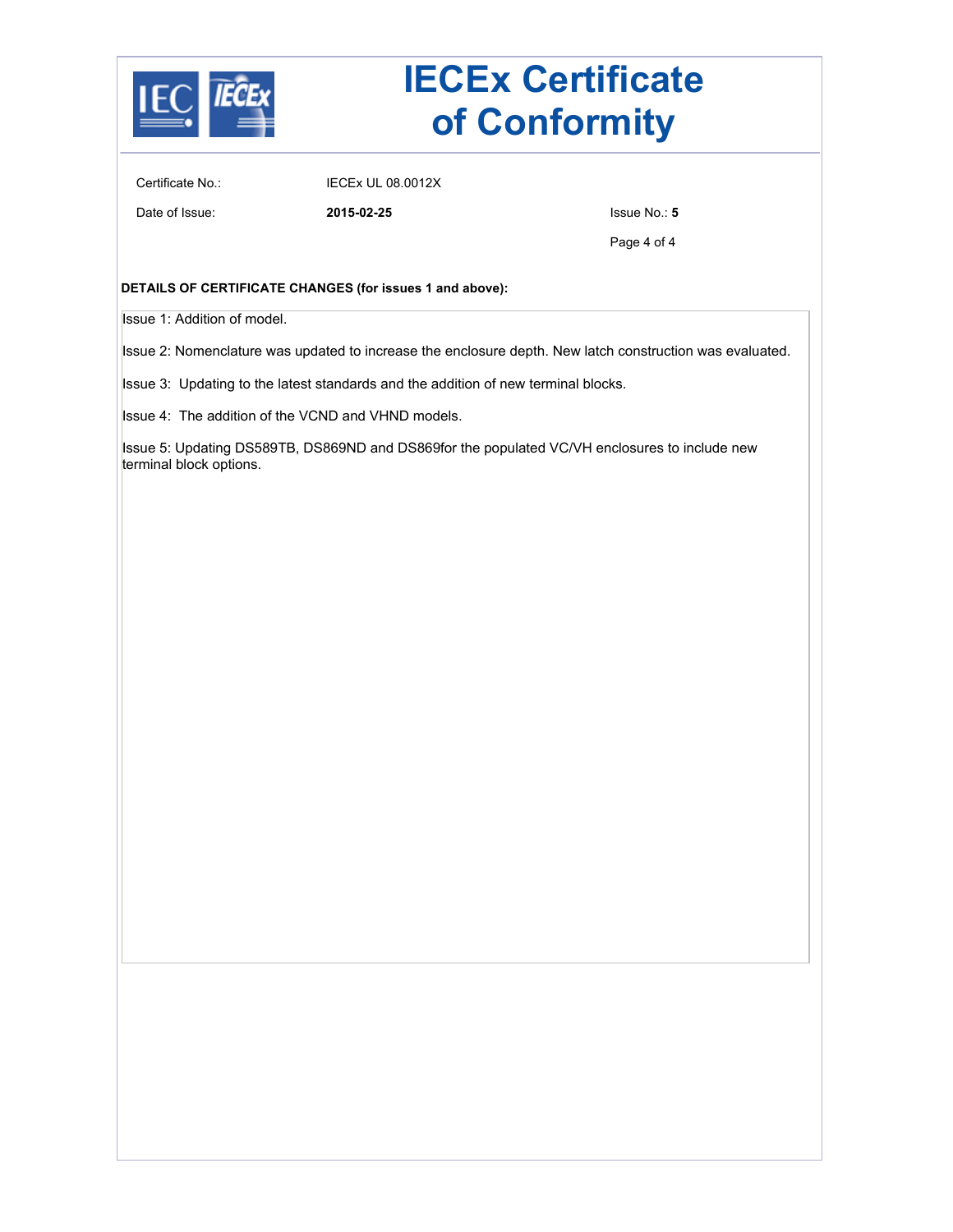# IECEx Certificate of Conformity

Certificate No.: IECEx UL 08.0012X

Date of Issue: **2015-02-25**

Issue No.: **5**

**DETAILS OF CERTIFICATE CHANGES (for issues 1 and above):**

Issue 1: Addition of model.

Issue 2: Nomenclature was updated to increase the enclosure depth. New latch construction was evaluated.

Issue 3: Updating to the latest standards and the addition of new terminal blocks.

Issue 4: The addition of the VCND and VHND models.

Issue 5: Updating DS589TB, DS869ND and DS869for the populated VC/VH enclosures to include new terminal block options.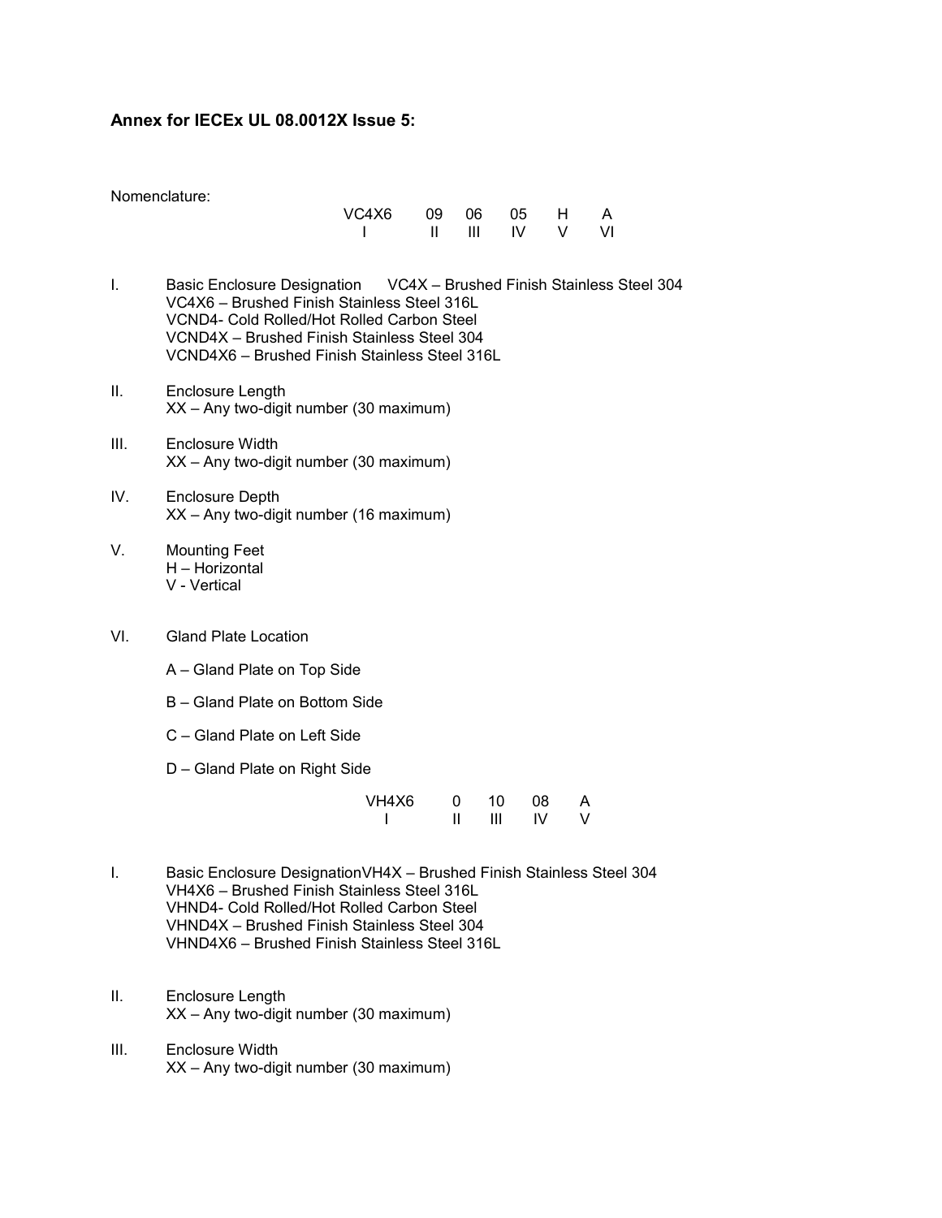**Annex for IECEx UL 08.0012X Issue 5:**

Nomenclature:

| VC4X6 | 09 | 06 | 05 | H | A |
|---|---|---|---|---|---|
| I | II | III | IV | V | VI |

I. Basic Enclosure Designation VC4X – Brushed Finish Stainless Steel 304
   VC4X6 – Brushed Finish Stainless Steel 316L
   VCND4- Cold Rolled/Hot Rolled Carbon Steel
   VCND4X – Brushed Finish Stainless Steel 304
   VCND4X6 – Brushed Finish Stainless Steel 316L

II. Enclosure Length
   XX – Any two-digit number (30 maximum)

III. Enclosure Width
   XX – Any two-digit number (30 maximum)

IV. Enclosure Depth
   XX – Any two-digit number (16 maximum)

V. Mounting Feet
   H – Horizontal
   V - Vertical

VI. Gland Plate Location

   A – Gland Plate on Top Side

   B – Gland Plate on Bottom Side

   C – Gland Plate on Left Side

   D – Gland Plate on Right Side

| VH4X6 | 0 | 10 | 08 | A |
|---|---|---|---|---|
| I | II | III | IV | V |

I. Basic Enclosure DesignationVH4X – Brushed Finish Stainless Steel 304
   VH4X6 – Brushed Finish Stainless Steel 316L
   VHND4- Cold Rolled/Hot Rolled Carbon Steel
   VHND4X – Brushed Finish Stainless Steel 304
   VHND4X6 – Brushed Finish Stainless Steel 316L

II. Enclosure Length
   XX – Any two-digit number (30 maximum)

III. Enclosure Width
   XX – Any two-digit number (30 maximum)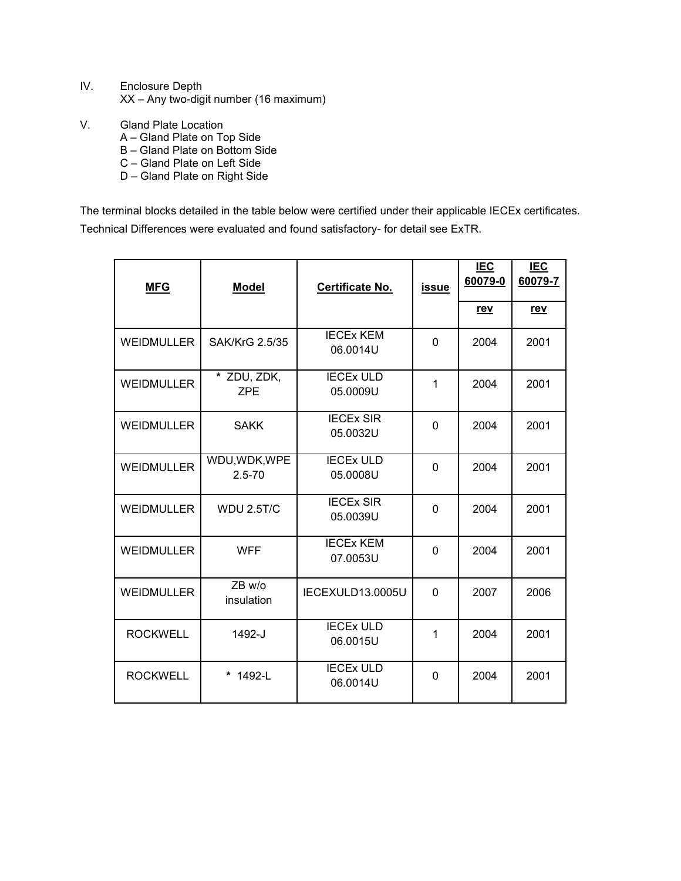IV. Enclosure Depth
    XX – Any two-digit number (16 maximum)

V. Gland Plate Location
    A – Gland Plate on Top Side
    B – Gland Plate on Bottom Side
    C – Gland Plate on Left Side
    D – Gland Plate on Right Side

The terminal blocks detailed in the table below were certified under their applicable IECEx certificates. Technical Differences were evaluated and found satisfactory- for detail see ExTR.

| MFG | Model | Certificate No. | issue | IEC 60079-0 | IEC 60079-7 |
|---|---|---|---|---|---|
| | | | | rev | rev |
| WEIDMULLER | SAK/KrG 2.5/35 | IECEx KEM 06.0014U | 0 | 2004 | 2001 |
| WEIDMULLER | * ZDU, ZDK, ZPE | IECEx ULD 05.0009U | 1 | 2004 | 2001 |
| WEIDMULLER | SAKK | IECEx SIR 05.0032U | 0 | 2004 | 2001 |
| WEIDMULLER | WDU,WDK,WPE 2.5-70 | IECEx ULD 05.0008U | 0 | 2004 | 2001 |
| WEIDMULLER | WDU 2.5T/C | IECEx SIR 05.0039U | 0 | 2004 | 2001 |
| WEIDMULLER | WFF | IECEx KEM 07.0053U | 0 | 2004 | 2001 |
| WEIDMULLER | ZB w/o insulation | IECEXULD13.0005U | 0 | 2007 | 2006 |
| ROCKWELL | 1492-J | IECEx ULD 06.0015U | 1 | 2004 | 2001 |
| ROCKWELL | * 1492-L | IECEx ULD 06.0014U | 0 | 2004 | 2001 |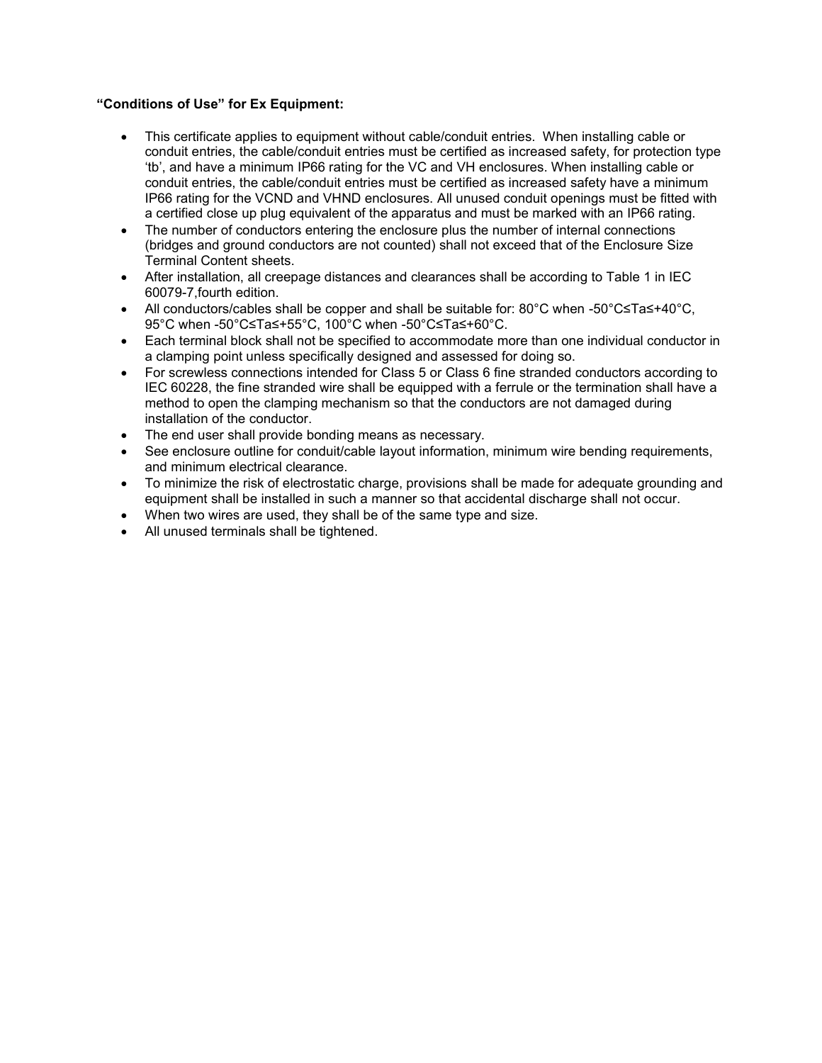**“Conditions of Use” for Ex Equipment:**

- This certificate applies to equipment without cable/conduit entries. When installing cable or conduit entries, the cable/conduit entries must be certified as increased safety, for protection type ‘tb’, and have a minimum IP66 rating for the VC and VH enclosures. When installing cable or conduit entries, the cable/conduit entries must be certified as increased safety have a minimum IP66 rating for the VCND and VHND enclosures. All unused conduit openings must be fitted with a certified close up plug equivalent of the apparatus and must be marked with an IP66 rating.
- The number of conductors entering the enclosure plus the number of internal connections (bridges and ground conductors are not counted) shall not exceed that of the Enclosure Size Terminal Content sheets.
- After installation, all creepage distances and clearances shall be according to Table 1 in IEC 60079-7,fourth edition.
- All conductors/cables shall be copper and shall be suitable for: 80°C when -50°C≤Ta≤+40°C, 95°C when -50°C≤Ta≤+55°C, 100°C when -50°C≤Ta≤+60°C.
- Each terminal block shall not be specified to accommodate more than one individual conductor in a clamping point unless specifically designed and assessed for doing so.
- For screwless connections intended for Class 5 or Class 6 fine stranded conductors according to IEC 60228, the fine stranded wire shall be equipped with a ferrule or the termination shall have a method to open the clamping mechanism so that the conductors are not damaged during installation of the conductor.
- The end user shall provide bonding means as necessary.
- See enclosure outline for conduit/cable layout information, minimum wire bending requirements, and minimum electrical clearance.
- To minimize the risk of electrostatic charge, provisions shall be made for adequate grounding and equipment shall be installed in such a manner so that accidental discharge shall not occur.
- When two wires are used, they shall be of the same type and size.
- All unused terminals shall be tightened.